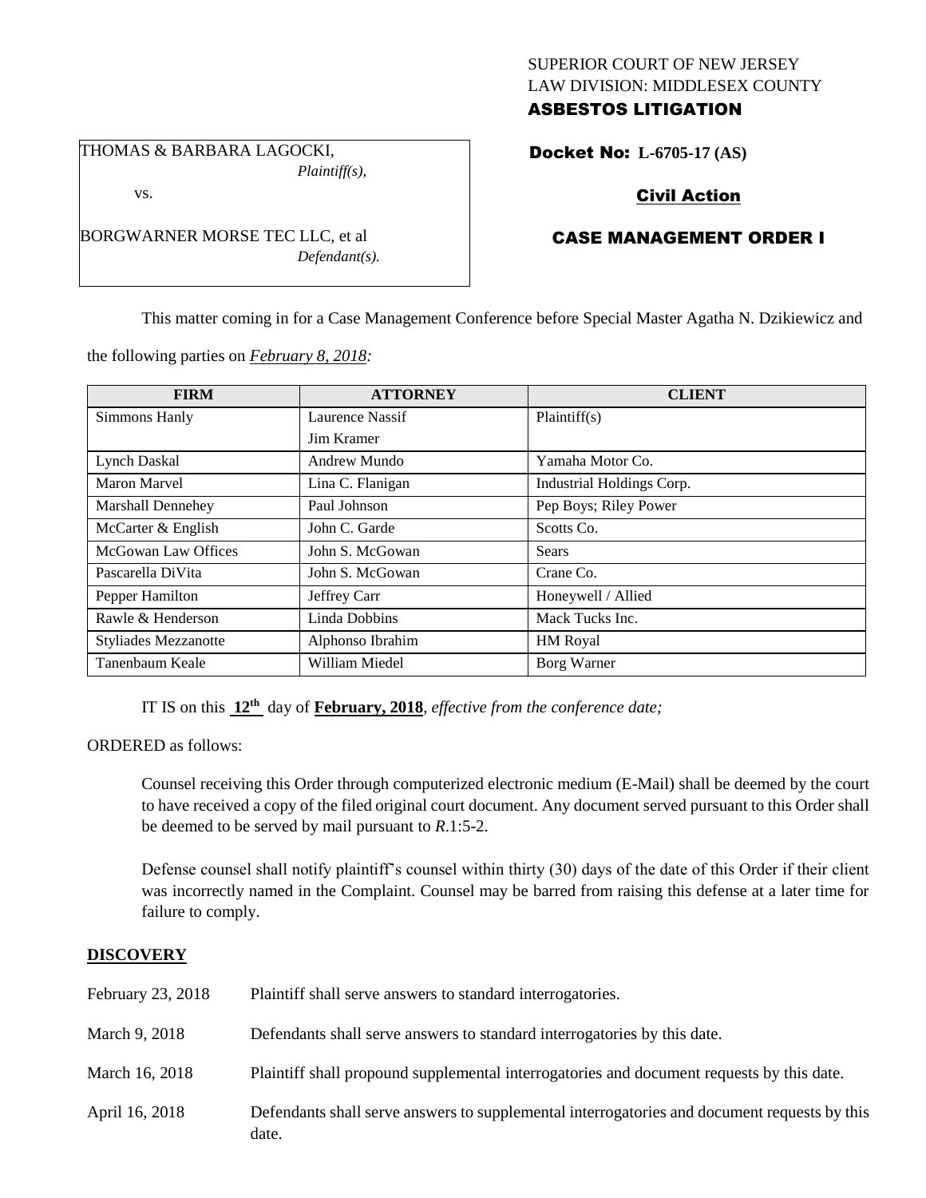SUPERIOR COURT OF NEW JERSEY
LAW DIVISION: MIDDLESEX COUNTY
**ASBESTOS LITIGATION**

THOMAS & BARBARA LAGOCKI,
*Plaintiff(s),*

vs.

BORGWARNER MORSE TEC LLC, et al
*Defendant(s).*

**Docket No: L-6705-17 (AS)**

**Civil Action**

**CASE MANAGEMENT ORDER I**

This matter coming in for a Case Management Conference before Special Master Agatha N. Dzikiewicz and the following parties on *February 8, 2018:*

| FIRM | ATTORNEY | CLIENT |
|---|---|---|
| Simmons Hanly | Laurence Nassif<br>Jim Kramer | Plaintiff(s) |
| Lynch Daskal | Andrew Mundo | Yamaha Motor Co. |
| Maron Marvel | Lina C. Flanigan | Industrial Holdings Corp. |
| Marshall Dennehey | Paul Johnson | Pep Boys; Riley Power |
| McCarter & English | John C. Garde | Scotts Co. |
| McGowan Law Offices | John S. McGowan | Sears |
| Pascarella DiVita | John S. McGowan | Crane Co. |
| Pepper Hamilton | Jeffrey Carr | Honeywell / Allied |
| Rawle & Henderson | Linda Dobbins | Mack Tucks Inc. |
| Styliades Mezzanotte | Alphonso Ibrahim | HM Royal |
| Tanenbaum Keale | William Miedel | Borg Warner |

IT IS on this **12th** day of **February, 2018**, *effective from the conference date;*

ORDERED as follows:

Counsel receiving this Order through computerized electronic medium (E-Mail) shall be deemed by the court to have received a copy of the filed original court document. Any document served pursuant to this Order shall be deemed to be served by mail pursuant to *R*.1:5-2.

Defense counsel shall notify plaintiff's counsel within thirty (30) days of the date of this Order if their client was incorrectly named in the Complaint. Counsel may be barred from raising this defense at a later time for failure to comply.

**DISCOVERY**

February 23, 2018 — Plaintiff shall serve answers to standard interrogatories.

March 9, 2018 — Defendants shall serve answers to standard interrogatories by this date.

March 16, 2018 — Plaintiff shall propound supplemental interrogatories and document requests by this date.

April 16, 2018 — Defendants shall serve answers to supplemental interrogatories and document requests by this date.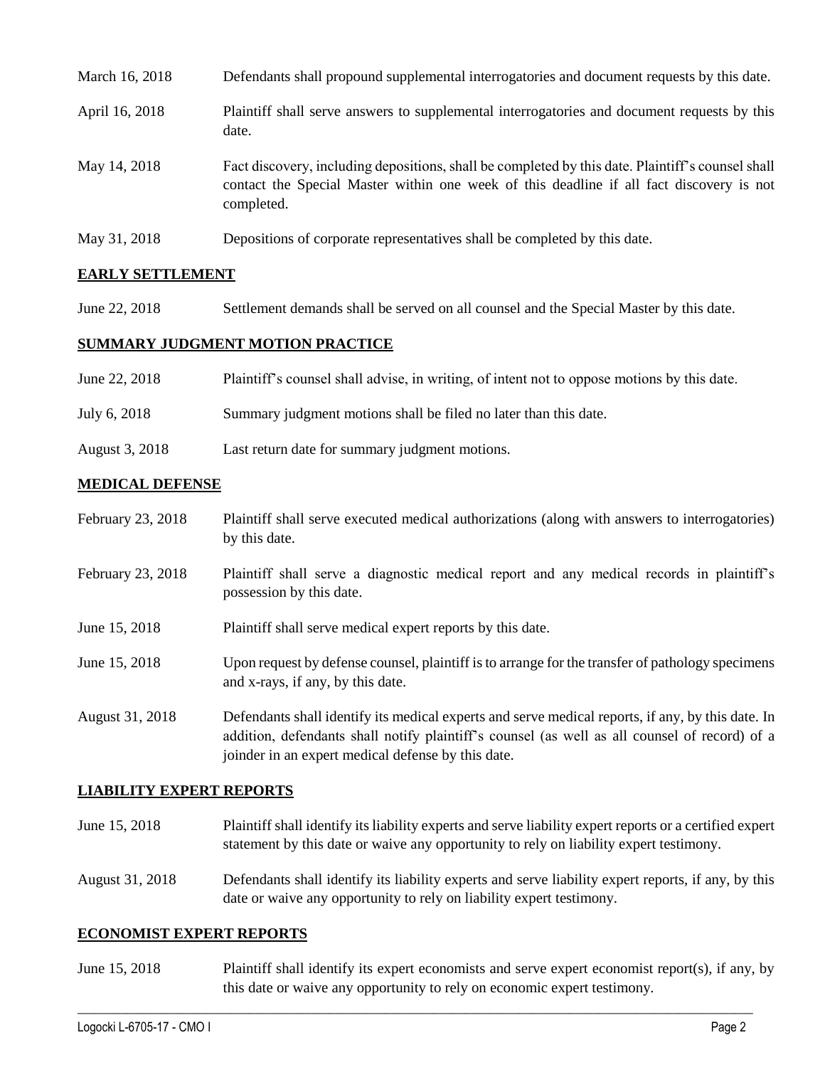March 16, 2018 Defendants shall propound supplemental interrogatories and document requests by this date.

April 16, 2018 Plaintiff shall serve answers to supplemental interrogatories and document requests by this date.

May 14, 2018 Fact discovery, including depositions, shall be completed by this date. Plaintiff's counsel shall contact the Special Master within one week of this deadline if all fact discovery is not completed.

May 31, 2018 Depositions of corporate representatives shall be completed by this date.

## EARLY SETTLEMENT

June 22, 2018 Settlement demands shall be served on all counsel and the Special Master by this date.

## SUMMARY JUDGMENT MOTION PRACTICE

June 22, 2018 Plaintiff's counsel shall advise, in writing, of intent not to oppose motions by this date.

July 6, 2018 Summary judgment motions shall be filed no later than this date.

August 3, 2018 Last return date for summary judgment motions.

## MEDICAL DEFENSE

February 23, 2018 Plaintiff shall serve executed medical authorizations (along with answers to interrogatories) by this date.

February 23, 2018 Plaintiff shall serve a diagnostic medical report and any medical records in plaintiff's possession by this date.

June 15, 2018 Plaintiff shall serve medical expert reports by this date.

June 15, 2018 Upon request by defense counsel, plaintiff is to arrange for the transfer of pathology specimens and x-rays, if any, by this date.

August 31, 2018 Defendants shall identify its medical experts and serve medical reports, if any, by this date. In addition, defendants shall notify plaintiff's counsel (as well as all counsel of record) of a joinder in an expert medical defense by this date.

## LIABILITY EXPERT REPORTS

June 15, 2018 Plaintiff shall identify its liability experts and serve liability expert reports or a certified expert statement by this date or waive any opportunity to rely on liability expert testimony.

August 31, 2018 Defendants shall identify its liability experts and serve liability expert reports, if any, by this date or waive any opportunity to rely on liability expert testimony.

## ECONOMIST EXPERT REPORTS

June 15, 2018 Plaintiff shall identify its expert economists and serve expert economist report(s), if any, by this date or waive any opportunity to rely on economic expert testimony.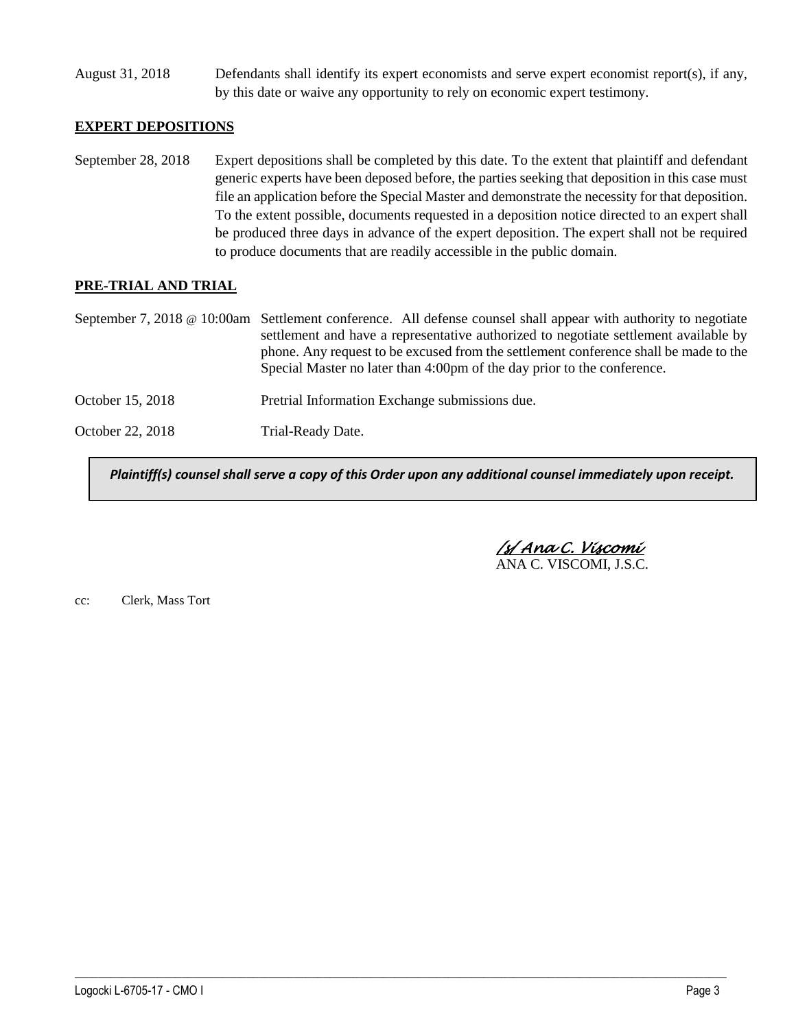| | |
|---|---|
| August 31, 2018 | Defendants shall identify its expert economists and serve expert economist report(s), if any, by this date or waive any opportunity to rely on economic expert testimony. |

## EXPERT DEPOSITIONS

| | |
|---|---|
| September 28, 2018 | Expert depositions shall be completed by this date. To the extent that plaintiff and defendant generic experts have been deposed before, the parties seeking that deposition in this case must file an application before the Special Master and demonstrate the necessity for that deposition. To the extent possible, documents requested in a deposition notice directed to an expert shall be produced three days in advance of the expert deposition. The expert shall not be required to produce documents that are readily accessible in the public domain. |

## PRE-TRIAL AND TRIAL

| | |
|---|---|
| September 7, 2018 @ 10:00am | Settlement conference. All defense counsel shall appear with authority to negotiate settlement and have a representative authorized to negotiate settlement available by phone. Any request to be excused from the settlement conference shall be made to the Special Master no later than 4:00pm of the day prior to the conference. |
| October 15, 2018 | Pretrial Information Exchange submissions due. |
| October 22, 2018 | Trial-Ready Date. |

***Plaintiff(s) counsel shall serve a copy of this Order upon any additional counsel immediately upon receipt.***

/s/ Ana C. Viscomi
ANA C. VISCOMI, J.S.C.

cc: Clerk, Mass Tort

Logocki L-6705-17 - CMO I